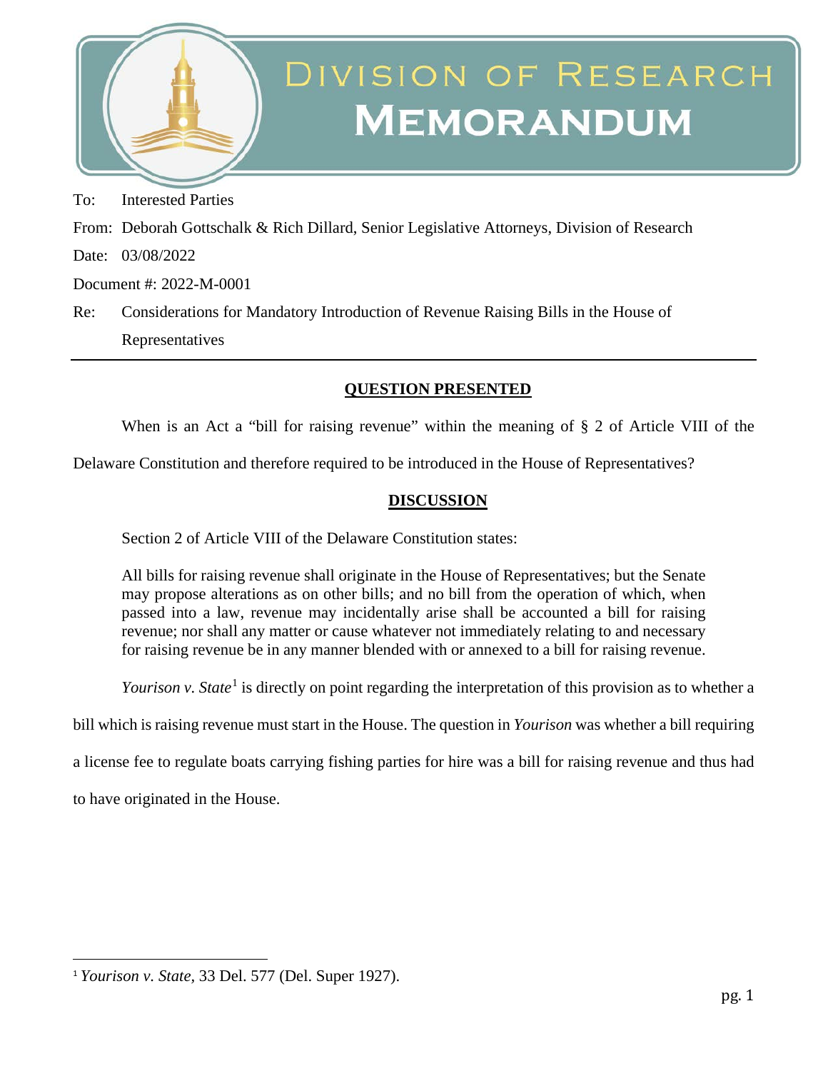# Division of Research Memorandum

To: Interested Parties

From: Deborah Gottschalk & Rich Dillard, Senior Legislative Attorneys, Division of Research

Date: 03/08/2022

Document #: 2022-M-0001

Re: Considerations for Mandatory Introduction of Revenue Raising Bills in the House of Representatives

---

## QUESTION PRESENTED

When is an Act a "bill for raising revenue" within the meaning of § 2 of Article VIII of the Delaware Constitution and therefore required to be introduced in the House of Representatives?

## DISCUSSION

Section 2 of Article VIII of the Delaware Constitution states:

> All bills for raising revenue shall originate in the House of Representatives; but the Senate may propose alterations as on other bills; and no bill from the operation of which, when passed into a law, revenue may incidentally arise shall be accounted a bill for raising revenue; nor shall any matter or cause whatever not immediately relating to and necessary for raising revenue be in any manner blended with or annexed to a bill for raising revenue.

*Yourison v. State*[1] is directly on point regarding the interpretation of this provision as to whether a bill which is raising revenue must start in the House. The question in *Yourison* was whether a bill requiring a license fee to regulate boats carrying fishing parties for hire was a bill for raising revenue and thus had to have originated in the House.

---

[1] *Yourison v. State*, 33 Del. 577 (Del. Super 1927).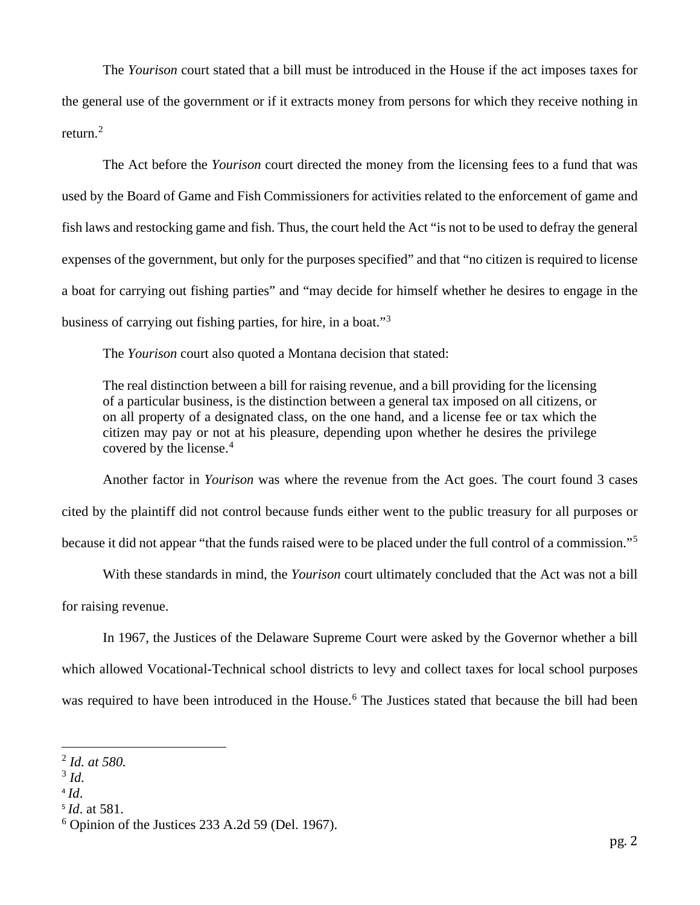The *Yourison* court stated that a bill must be introduced in the House if the act imposes taxes for the general use of the government or if it extracts money from persons for which they receive nothing in return.[2]

The Act before the *Yourison* court directed the money from the licensing fees to a fund that was used by the Board of Game and Fish Commissioners for activities related to the enforcement of game and fish laws and restocking game and fish. Thus, the court held the Act "is not to be used to defray the general expenses of the government, but only for the purposes specified" and that "no citizen is required to license a boat for carrying out fishing parties" and "may decide for himself whether he desires to engage in the business of carrying out fishing parties, for hire, in a boat."[3]

The *Yourison* court also quoted a Montana decision that stated:

> The real distinction between a bill for raising revenue, and a bill providing for the licensing of a particular business, is the distinction between a general tax imposed on all citizens, or on all property of a designated class, on the one hand, and a license fee or tax which the citizen may pay or not at his pleasure, depending upon whether he desires the privilege covered by the license.[4]

Another factor in *Yourison* was where the revenue from the Act goes. The court found 3 cases cited by the plaintiff did not control because funds either went to the public treasury for all purposes or because it did not appear "that the funds raised were to be placed under the full control of a commission."[5]

With these standards in mind, the *Yourison* court ultimately concluded that the Act was not a bill for raising revenue.

In 1967, the Justices of the Delaware Supreme Court were asked by the Governor whether a bill which allowed Vocational-Technical school districts to levy and collect taxes for local school purposes was required to have been introduced in the House.[6] The Justices stated that because the bill had been

---

[2] *Id. at 580.*
[3] *Id.*
[4] *Id*.
[5] *Id*. at 581.
[6] Opinion of the Justices 233 A.2d 59 (Del. 1967).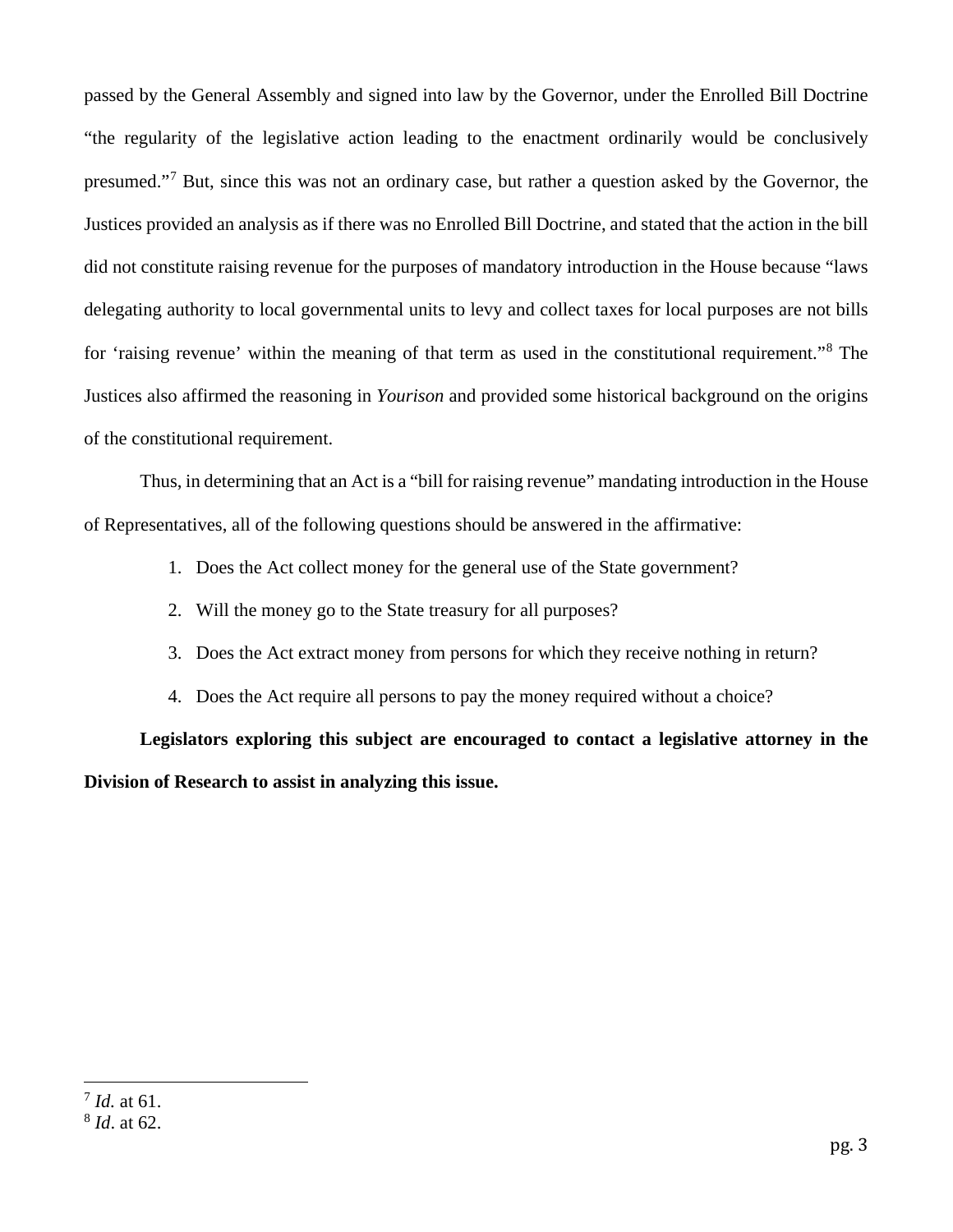passed by the General Assembly and signed into law by the Governor, under the Enrolled Bill Doctrine "the regularity of the legislative action leading to the enactment ordinarily would be conclusively presumed."[7] But, since this was not an ordinary case, but rather a question asked by the Governor, the Justices provided an analysis as if there was no Enrolled Bill Doctrine, and stated that the action in the bill did not constitute raising revenue for the purposes of mandatory introduction in the House because "laws delegating authority to local governmental units to levy and collect taxes for local purposes are not bills for 'raising revenue' within the meaning of that term as used in the constitutional requirement."[8] The Justices also affirmed the reasoning in *Yourison* and provided some historical background on the origins of the constitutional requirement.

Thus, in determining that an Act is a "bill for raising revenue" mandating introduction in the House of Representatives, all of the following questions should be answered in the affirmative:

1. Does the Act collect money for the general use of the State government?
2. Will the money go to the State treasury for all purposes?
3. Does the Act extract money from persons for which they receive nothing in return?
4. Does the Act require all persons to pay the money required without a choice?

**Legislators exploring this subject are encouraged to contact a legislative attorney in the Division of Research to assist in analyzing this issue.**

---

[7] *Id.* at 61.

[8] *Id*. at 62.